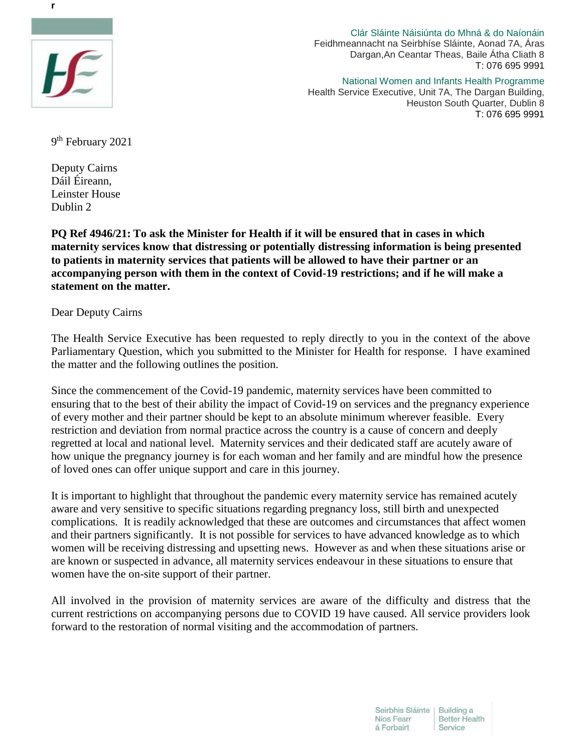Clár Sláinte Náisiúnta do Mhná & do Naíonáin
Feidhmeannacht na Seirbhíse Sláinte, Aonad 7A, Áras Dargan,An Ceantar Theas, Baile Átha Cliath 8
T: 076 695 9991

National Women and Infants Health Programme
Health Service Executive, Unit 7A, The Dargan Building, Heuston South Quarter, Dublin 8
T: 076 695 9991

9th February 2021

Deputy Cairns
Dáil Éireann,
Leinster House
Dublin 2

**PQ Ref 4946/21: To ask the Minister for Health if it will be ensured that in cases in which maternity services know that distressing or potentially distressing information is being presented to patients in maternity services that patients will be allowed to have their partner or an accompanying person with them in the context of Covid-19 restrictions; and if he will make a statement on the matter.**

Dear Deputy Cairns

The Health Service Executive has been requested to reply directly to you in the context of the above Parliamentary Question, which you submitted to the Minister for Health for response. I have examined the matter and the following outlines the position.

Since the commencement of the Covid-19 pandemic, maternity services have been committed to ensuring that to the best of their ability the impact of Covid-19 on services and the pregnancy experience of every mother and their partner should be kept to an absolute minimum wherever feasible. Every restriction and deviation from normal practice across the country is a cause of concern and deeply regretted at local and national level. Maternity services and their dedicated staff are acutely aware of how unique the pregnancy journey is for each woman and her family and are mindful how the presence of loved ones can offer unique support and care in this journey.

It is important to highlight that throughout the pandemic every maternity service has remained acutely aware and very sensitive to specific situations regarding pregnancy loss, still birth and unexpected complications. It is readily acknowledged that these are outcomes and circumstances that affect women and their partners significantly. It is not possible for services to have advanced knowledge as to which women will be receiving distressing and upsetting news. However as and when these situations arise or are known or suspected in advance, all maternity services endeavour in these situations to ensure that women have the on-site support of their partner.

All involved in the provision of maternity services are aware of the difficulty and distress that the current restrictions on accompanying persons due to COVID 19 have caused. All service providers look forward to the restoration of normal visiting and the accommodation of partners.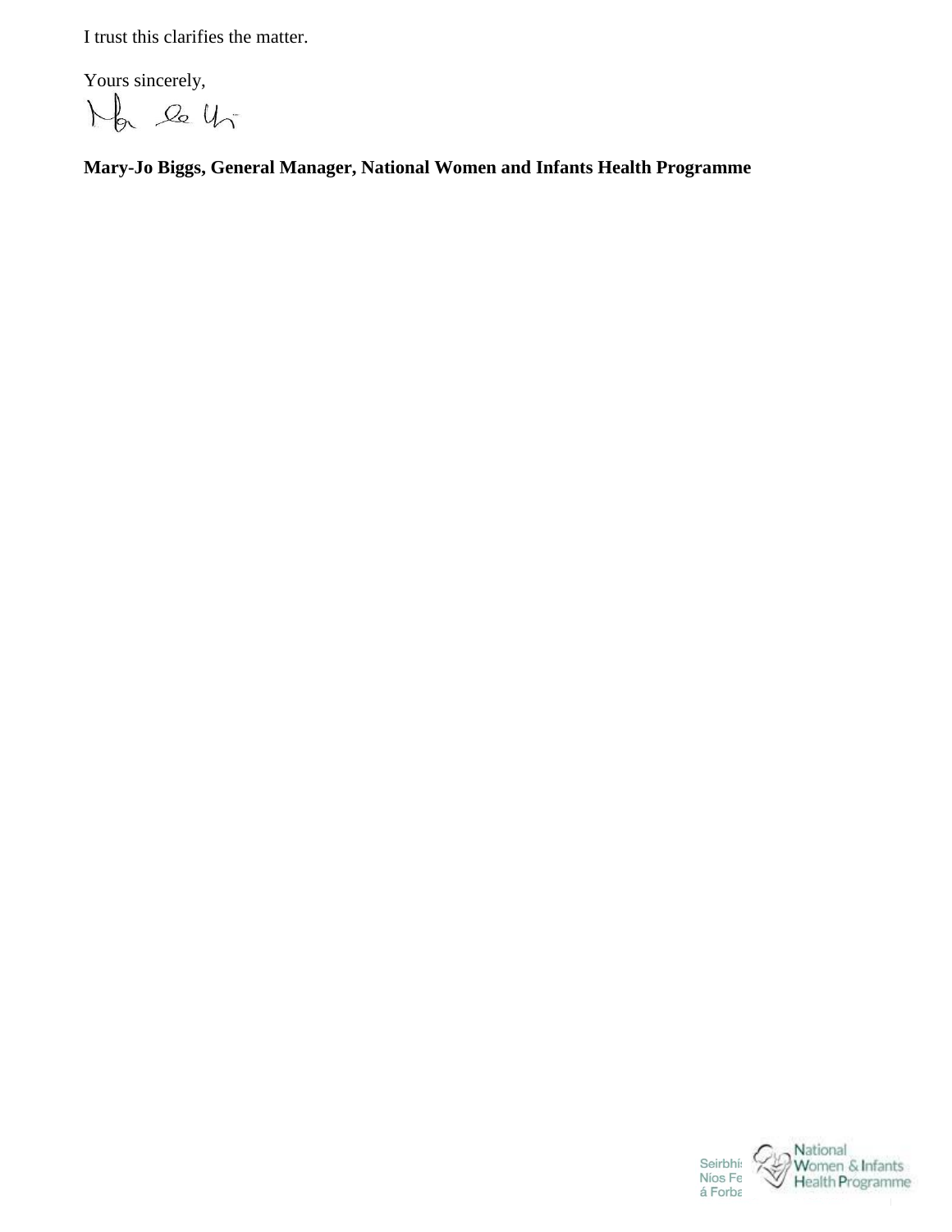I trust this clarifies the matter.

Yours sincerely,

**Mary-Jo Biggs, General Manager, National Women and Infants Health Programme**